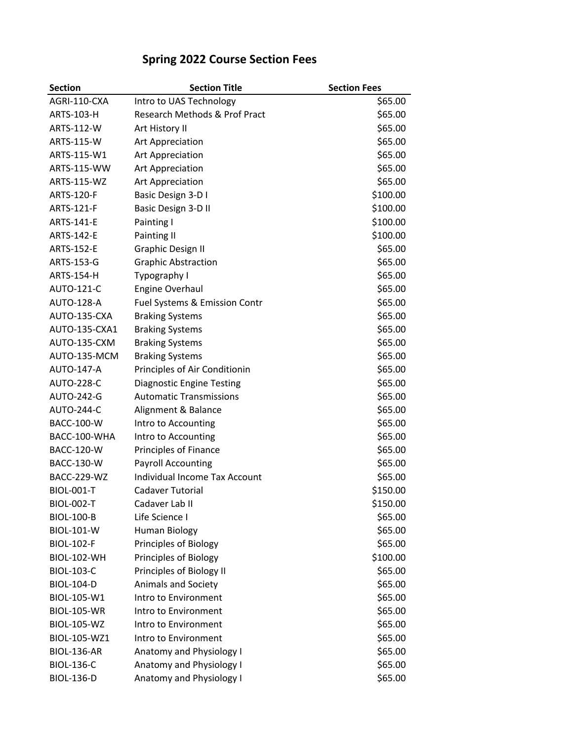# Spring 2022 Course Section Fees

| Section | Section Title | Section Fees |
|---|---|---|
| AGRI-110-CXA | Intro to UAS Technology | $65.00 |
| ARTS-103-H | Research Methods & Prof Pract | $65.00 |
| ARTS-112-W | Art History II | $65.00 |
| ARTS-115-W | Art Appreciation | $65.00 |
| ARTS-115-W1 | Art Appreciation | $65.00 |
| ARTS-115-WW | Art Appreciation | $65.00 |
| ARTS-115-WZ | Art Appreciation | $65.00 |
| ARTS-120-F | Basic Design 3-D I | $100.00 |
| ARTS-121-F | Basic Design 3-D II | $100.00 |
| ARTS-141-E | Painting I | $100.00 |
| ARTS-142-E | Painting II | $100.00 |
| ARTS-152-E | Graphic Design II | $65.00 |
| ARTS-153-G | Graphic Abstraction | $65.00 |
| ARTS-154-H | Typography I | $65.00 |
| AUTO-121-C | Engine Overhaul | $65.00 |
| AUTO-128-A | Fuel Systems & Emission Contr | $65.00 |
| AUTO-135-CXA | Braking Systems | $65.00 |
| AUTO-135-CXA1 | Braking Systems | $65.00 |
| AUTO-135-CXM | Braking Systems | $65.00 |
| AUTO-135-MCM | Braking Systems | $65.00 |
| AUTO-147-A | Principles of Air Conditionin | $65.00 |
| AUTO-228-C | Diagnostic Engine Testing | $65.00 |
| AUTO-242-G | Automatic Transmissions | $65.00 |
| AUTO-244-C | Alignment & Balance | $65.00 |
| BACC-100-W | Intro to Accounting | $65.00 |
| BACC-100-WHA | Intro to Accounting | $65.00 |
| BACC-120-W | Principles of Finance | $65.00 |
| BACC-130-W | Payroll Accounting | $65.00 |
| BACC-229-WZ | Individual Income Tax Account | $65.00 |
| BIOL-001-T | Cadaver Tutorial | $150.00 |
| BIOL-002-T | Cadaver Lab II | $150.00 |
| BIOL-100-B | Life Science I | $65.00 |
| BIOL-101-W | Human Biology | $65.00 |
| BIOL-102-F | Principles of Biology | $65.00 |
| BIOL-102-WH | Principles of Biology | $100.00 |
| BIOL-103-C | Principles of Biology II | $65.00 |
| BIOL-104-D | Animals and Society | $65.00 |
| BIOL-105-W1 | Intro to Environment | $65.00 |
| BIOL-105-WR | Intro to Environment | $65.00 |
| BIOL-105-WZ | Intro to Environment | $65.00 |
| BIOL-105-WZ1 | Intro to Environment | $65.00 |
| BIOL-136-AR | Anatomy and Physiology I | $65.00 |
| BIOL-136-C | Anatomy and Physiology I | $65.00 |
| BIOL-136-D | Anatomy and Physiology I | $65.00 |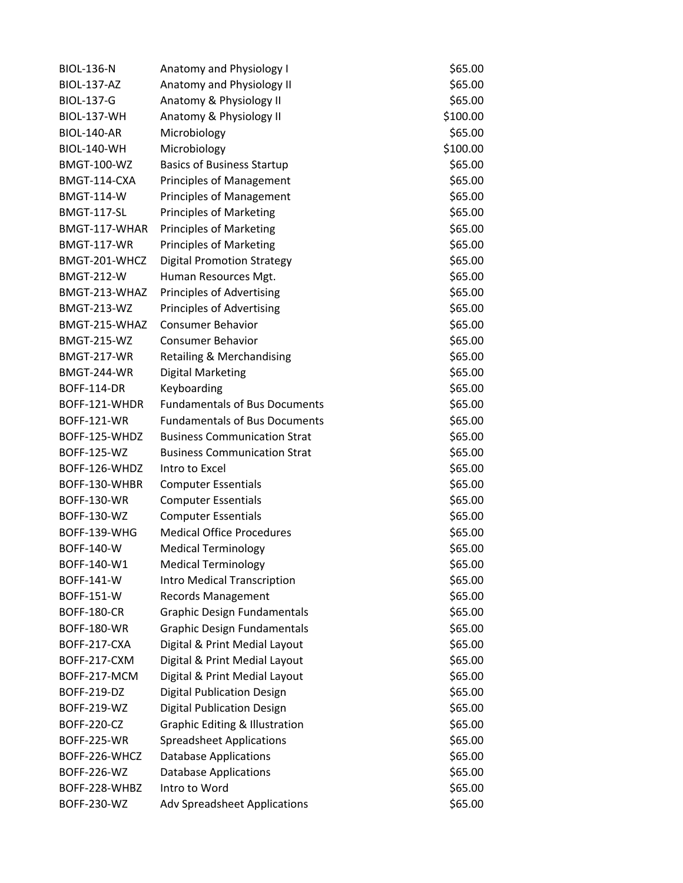| | | |
|---|---|---|
| BIOL-136-N | Anatomy and Physiology I | $65.00 |
| BIOL-137-AZ | Anatomy and Physiology II | $65.00 |
| BIOL-137-G | Anatomy & Physiology II | $65.00 |
| BIOL-137-WH | Anatomy & Physiology II | $100.00 |
| BIOL-140-AR | Microbiology | $65.00 |
| BIOL-140-WH | Microbiology | $100.00 |
| BMGT-100-WZ | Basics of Business Startup | $65.00 |
| BMGT-114-CXA | Principles of Management | $65.00 |
| BMGT-114-W | Principles of Management | $65.00 |
| BMGT-117-SL | Principles of Marketing | $65.00 |
| BMGT-117-WHAR | Principles of Marketing | $65.00 |
| BMGT-117-WR | Principles of Marketing | $65.00 |
| BMGT-201-WHCZ | Digital Promotion Strategy | $65.00 |
| BMGT-212-W | Human Resources Mgt. | $65.00 |
| BMGT-213-WHAZ | Principles of Advertising | $65.00 |
| BMGT-213-WZ | Principles of Advertising | $65.00 |
| BMGT-215-WHAZ | Consumer Behavior | $65.00 |
| BMGT-215-WZ | Consumer Behavior | $65.00 |
| BMGT-217-WR | Retailing & Merchandising | $65.00 |
| BMGT-244-WR | Digital Marketing | $65.00 |
| BOFF-114-DR | Keyboarding | $65.00 |
| BOFF-121-WHDR | Fundamentals of Bus Documents | $65.00 |
| BOFF-121-WR | Fundamentals of Bus Documents | $65.00 |
| BOFF-125-WHDZ | Business Communication Strat | $65.00 |
| BOFF-125-WZ | Business Communication Strat | $65.00 |
| BOFF-126-WHDZ | Intro to Excel | $65.00 |
| BOFF-130-WHBR | Computer Essentials | $65.00 |
| BOFF-130-WR | Computer Essentials | $65.00 |
| BOFF-130-WZ | Computer Essentials | $65.00 |
| BOFF-139-WHG | Medical Office Procedures | $65.00 |
| BOFF-140-W | Medical Terminology | $65.00 |
| BOFF-140-W1 | Medical Terminology | $65.00 |
| BOFF-141-W | Intro Medical Transcription | $65.00 |
| BOFF-151-W | Records Management | $65.00 |
| BOFF-180-CR | Graphic Design Fundamentals | $65.00 |
| BOFF-180-WR | Graphic Design Fundamentals | $65.00 |
| BOFF-217-CXA | Digital & Print Medial Layout | $65.00 |
| BOFF-217-CXM | Digital & Print Medial Layout | $65.00 |
| BOFF-217-MCM | Digital & Print Medial Layout | $65.00 |
| BOFF-219-DZ | Digital Publication Design | $65.00 |
| BOFF-219-WZ | Digital Publication Design | $65.00 |
| BOFF-220-CZ | Graphic Editing & Illustration | $65.00 |
| BOFF-225-WR | Spreadsheet Applications | $65.00 |
| BOFF-226-WHCZ | Database Applications | $65.00 |
| BOFF-226-WZ | Database Applications | $65.00 |
| BOFF-228-WHBZ | Intro to Word | $65.00 |
| BOFF-230-WZ | Adv Spreadsheet Applications | $65.00 |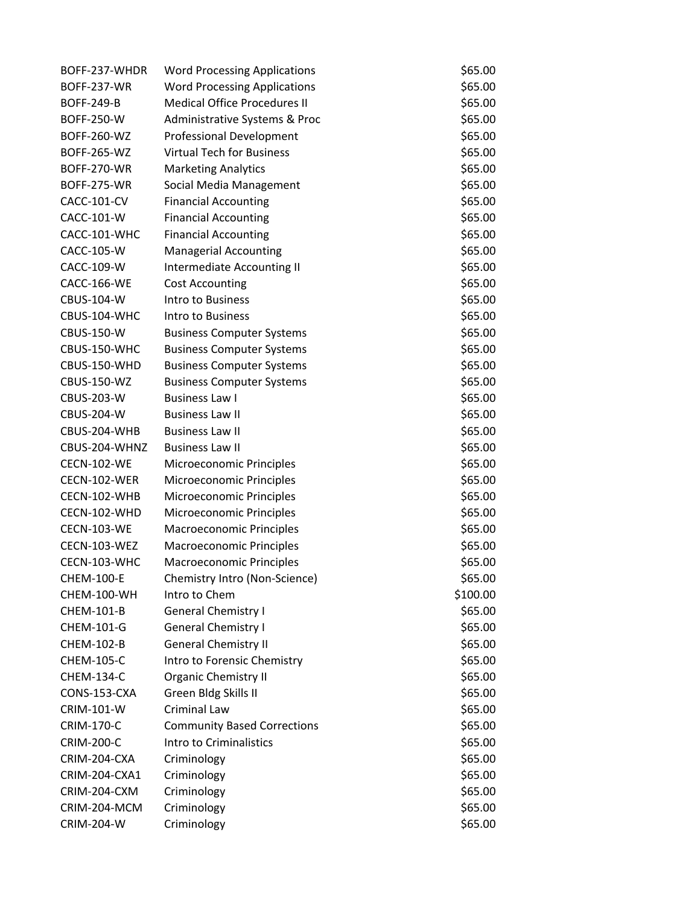| | | |
|---|---|---|
| BOFF-237-WHDR | Word Processing Applications | $65.00 |
| BOFF-237-WR | Word Processing Applications | $65.00 |
| BOFF-249-B | Medical Office Procedures II | $65.00 |
| BOFF-250-W | Administrative Systems & Proc | $65.00 |
| BOFF-260-WZ | Professional Development | $65.00 |
| BOFF-265-WZ | Virtual Tech for Business | $65.00 |
| BOFF-270-WR | Marketing Analytics | $65.00 |
| BOFF-275-WR | Social Media Management | $65.00 |
| CACC-101-CV | Financial Accounting | $65.00 |
| CACC-101-W | Financial Accounting | $65.00 |
| CACC-101-WHC | Financial Accounting | $65.00 |
| CACC-105-W | Managerial Accounting | $65.00 |
| CACC-109-W | Intermediate Accounting II | $65.00 |
| CACC-166-WE | Cost Accounting | $65.00 |
| CBUS-104-W | Intro to Business | $65.00 |
| CBUS-104-WHC | Intro to Business | $65.00 |
| CBUS-150-W | Business Computer Systems | $65.00 |
| CBUS-150-WHC | Business Computer Systems | $65.00 |
| CBUS-150-WHD | Business Computer Systems | $65.00 |
| CBUS-150-WZ | Business Computer Systems | $65.00 |
| CBUS-203-W | Business Law I | $65.00 |
| CBUS-204-W | Business Law II | $65.00 |
| CBUS-204-WHB | Business Law II | $65.00 |
| CBUS-204-WHNZ | Business Law II | $65.00 |
| CECN-102-WE | Microeconomic Principles | $65.00 |
| CECN-102-WER | Microeconomic Principles | $65.00 |
| CECN-102-WHB | Microeconomic Principles | $65.00 |
| CECN-102-WHD | Microeconomic Principles | $65.00 |
| CECN-103-WE | Macroeconomic Principles | $65.00 |
| CECN-103-WEZ | Macroeconomic Principles | $65.00 |
| CECN-103-WHC | Macroeconomic Principles | $65.00 |
| CHEM-100-E | Chemistry Intro (Non-Science) | $65.00 |
| CHEM-100-WH | Intro to Chem | $100.00 |
| CHEM-101-B | General Chemistry I | $65.00 |
| CHEM-101-G | General Chemistry I | $65.00 |
| CHEM-102-B | General Chemistry II | $65.00 |
| CHEM-105-C | Intro to Forensic Chemistry | $65.00 |
| CHEM-134-C | Organic Chemistry II | $65.00 |
| CONS-153-CXA | Green Bldg Skills II | $65.00 |
| CRIM-101-W | Criminal Law | $65.00 |
| CRIM-170-C | Community Based Corrections | $65.00 |
| CRIM-200-C | Intro to Criminalistics | $65.00 |
| CRIM-204-CXA | Criminology | $65.00 |
| CRIM-204-CXA1 | Criminology | $65.00 |
| CRIM-204-CXM | Criminology | $65.00 |
| CRIM-204-MCM | Criminology | $65.00 |
| CRIM-204-W | Criminology | $65.00 |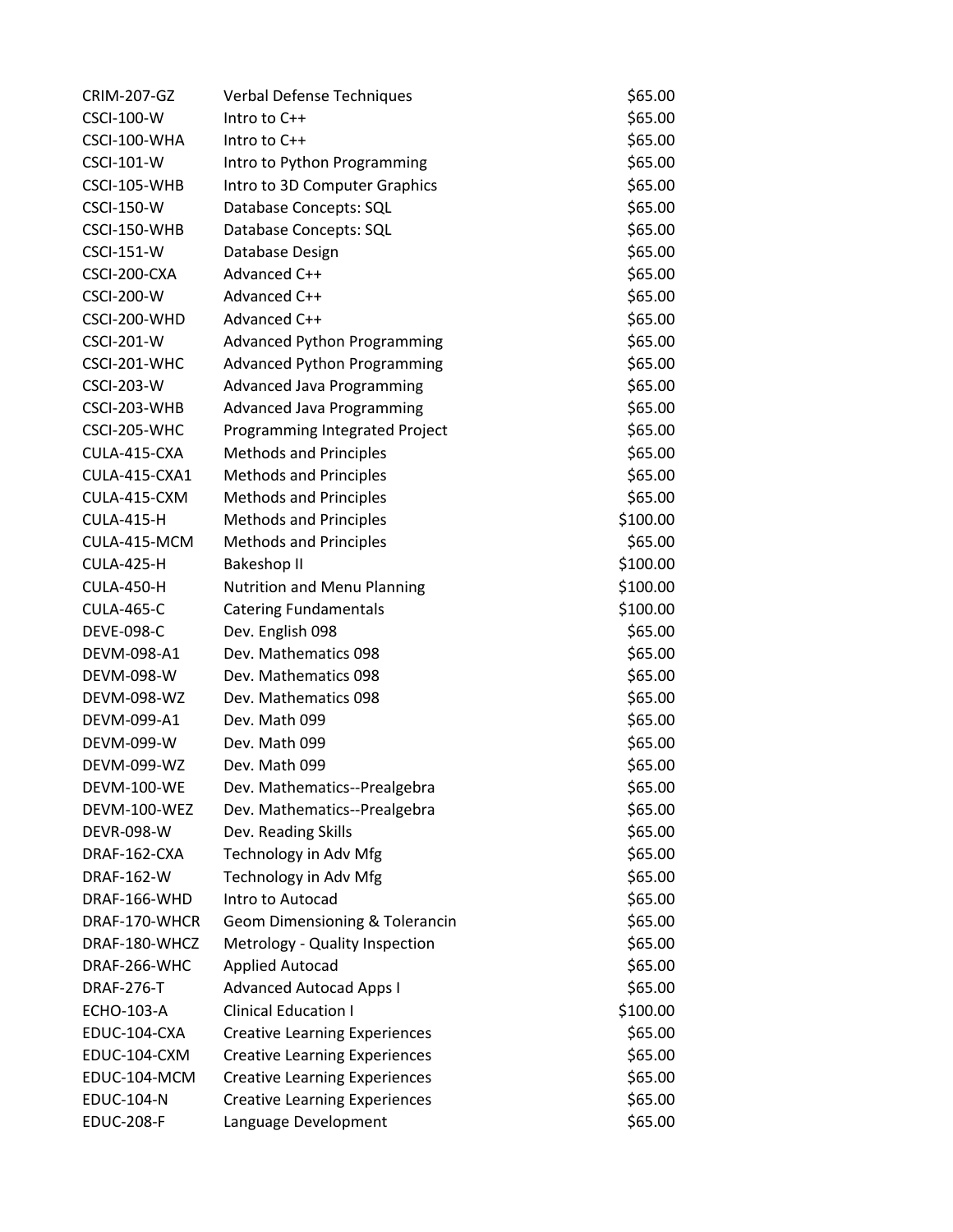| | | |
|---|---|---|
| CRIM-207-GZ | Verbal Defense Techniques | $65.00 |
| CSCI-100-W | Intro to C++ | $65.00 |
| CSCI-100-WHA | Intro to C++ | $65.00 |
| CSCI-101-W | Intro to Python Programming | $65.00 |
| CSCI-105-WHB | Intro to 3D Computer Graphics | $65.00 |
| CSCI-150-W | Database Concepts: SQL | $65.00 |
| CSCI-150-WHB | Database Concepts: SQL | $65.00 |
| CSCI-151-W | Database Design | $65.00 |
| CSCI-200-CXA | Advanced C++ | $65.00 |
| CSCI-200-W | Advanced C++ | $65.00 |
| CSCI-200-WHD | Advanced C++ | $65.00 |
| CSCI-201-W | Advanced Python Programming | $65.00 |
| CSCI-201-WHC | Advanced Python Programming | $65.00 |
| CSCI-203-W | Advanced Java Programming | $65.00 |
| CSCI-203-WHB | Advanced Java Programming | $65.00 |
| CSCI-205-WHC | Programming Integrated Project | $65.00 |
| CULA-415-CXA | Methods and Principles | $65.00 |
| CULA-415-CXA1 | Methods and Principles | $65.00 |
| CULA-415-CXM | Methods and Principles | $65.00 |
| CULA-415-H | Methods and Principles | $100.00 |
| CULA-415-MCM | Methods and Principles | $65.00 |
| CULA-425-H | Bakeshop II | $100.00 |
| CULA-450-H | Nutrition and Menu Planning | $100.00 |
| CULA-465-C | Catering Fundamentals | $100.00 |
| DEVE-098-C | Dev. English 098 | $65.00 |
| DEVM-098-A1 | Dev. Mathematics 098 | $65.00 |
| DEVM-098-W | Dev. Mathematics 098 | $65.00 |
| DEVM-098-WZ | Dev. Mathematics 098 | $65.00 |
| DEVM-099-A1 | Dev. Math 099 | $65.00 |
| DEVM-099-W | Dev. Math 099 | $65.00 |
| DEVM-099-WZ | Dev. Math 099 | $65.00 |
| DEVM-100-WE | Dev. Mathematics--Prealgebra | $65.00 |
| DEVM-100-WEZ | Dev. Mathematics--Prealgebra | $65.00 |
| DEVR-098-W | Dev. Reading Skills | $65.00 |
| DRAF-162-CXA | Technology in Adv Mfg | $65.00 |
| DRAF-162-W | Technology in Adv Mfg | $65.00 |
| DRAF-166-WHD | Intro to Autocad | $65.00 |
| DRAF-170-WHCR | Geom Dimensioning & Tolerancin | $65.00 |
| DRAF-180-WHCZ | Metrology - Quality Inspection | $65.00 |
| DRAF-266-WHC | Applied Autocad | $65.00 |
| DRAF-276-T | Advanced Autocad Apps I | $65.00 |
| ECHO-103-A | Clinical Education I | $100.00 |
| EDUC-104-CXA | Creative Learning Experiences | $65.00 |
| EDUC-104-CXM | Creative Learning Experiences | $65.00 |
| EDUC-104-MCM | Creative Learning Experiences | $65.00 |
| EDUC-104-N | Creative Learning Experiences | $65.00 |
| EDUC-208-F | Language Development | $65.00 |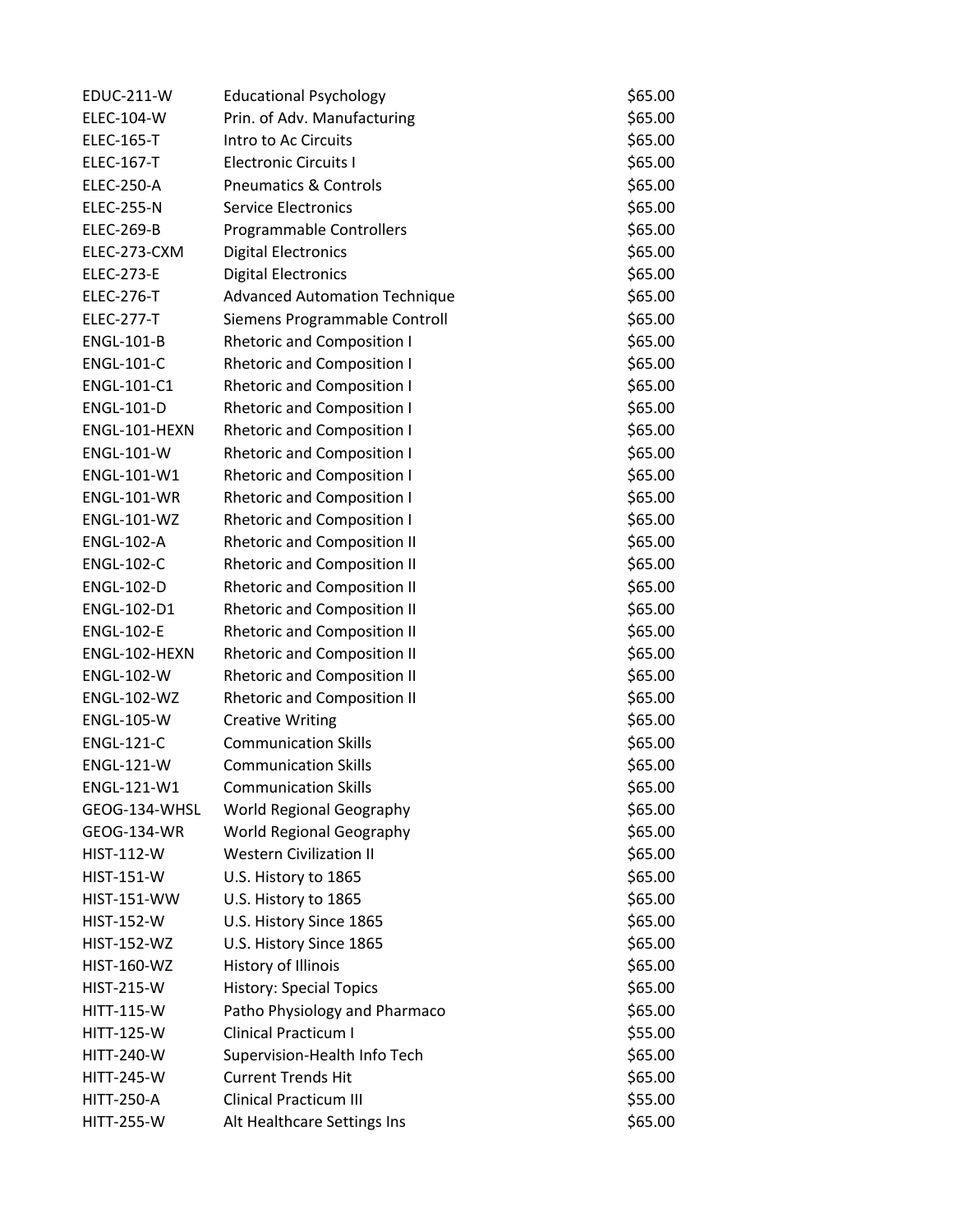| | | |
|---|---|---|
| EDUC-211-W | Educational Psychology | $65.00 |
| ELEC-104-W | Prin. of Adv. Manufacturing | $65.00 |
| ELEC-165-T | Intro to Ac Circuits | $65.00 |
| ELEC-167-T | Electronic Circuits I | $65.00 |
| ELEC-250-A | Pneumatics & Controls | $65.00 |
| ELEC-255-N | Service Electronics | $65.00 |
| ELEC-269-B | Programmable Controllers | $65.00 |
| ELEC-273-CXM | Digital Electronics | $65.00 |
| ELEC-273-E | Digital Electronics | $65.00 |
| ELEC-276-T | Advanced Automation Technique | $65.00 |
| ELEC-277-T | Siemens Programmable Controll | $65.00 |
| ENGL-101-B | Rhetoric and Composition I | $65.00 |
| ENGL-101-C | Rhetoric and Composition I | $65.00 |
| ENGL-101-C1 | Rhetoric and Composition I | $65.00 |
| ENGL-101-D | Rhetoric and Composition I | $65.00 |
| ENGL-101-HEXN | Rhetoric and Composition I | $65.00 |
| ENGL-101-W | Rhetoric and Composition I | $65.00 |
| ENGL-101-W1 | Rhetoric and Composition I | $65.00 |
| ENGL-101-WR | Rhetoric and Composition I | $65.00 |
| ENGL-101-WZ | Rhetoric and Composition I | $65.00 |
| ENGL-102-A | Rhetoric and Composition II | $65.00 |
| ENGL-102-C | Rhetoric and Composition II | $65.00 |
| ENGL-102-D | Rhetoric and Composition II | $65.00 |
| ENGL-102-D1 | Rhetoric and Composition II | $65.00 |
| ENGL-102-E | Rhetoric and Composition II | $65.00 |
| ENGL-102-HEXN | Rhetoric and Composition II | $65.00 |
| ENGL-102-W | Rhetoric and Composition II | $65.00 |
| ENGL-102-WZ | Rhetoric and Composition II | $65.00 |
| ENGL-105-W | Creative Writing | $65.00 |
| ENGL-121-C | Communication Skills | $65.00 |
| ENGL-121-W | Communication Skills | $65.00 |
| ENGL-121-W1 | Communication Skills | $65.00 |
| GEOG-134-WHSL | World Regional Geography | $65.00 |
| GEOG-134-WR | World Regional Geography | $65.00 |
| HIST-112-W | Western Civilization II | $65.00 |
| HIST-151-W | U.S. History to 1865 | $65.00 |
| HIST-151-WW | U.S. History to 1865 | $65.00 |
| HIST-152-W | U.S. History Since 1865 | $65.00 |
| HIST-152-WZ | U.S. History Since 1865 | $65.00 |
| HIST-160-WZ | History of Illinois | $65.00 |
| HIST-215-W | History: Special Topics | $65.00 |
| HITT-115-W | Patho Physiology and Pharmaco | $65.00 |
| HITT-125-W | Clinical Practicum I | $55.00 |
| HITT-240-W | Supervision-Health Info Tech | $65.00 |
| HITT-245-W | Current Trends Hit | $65.00 |
| HITT-250-A | Clinical Practicum III | $55.00 |
| HITT-255-W | Alt Healthcare Settings Ins | $65.00 |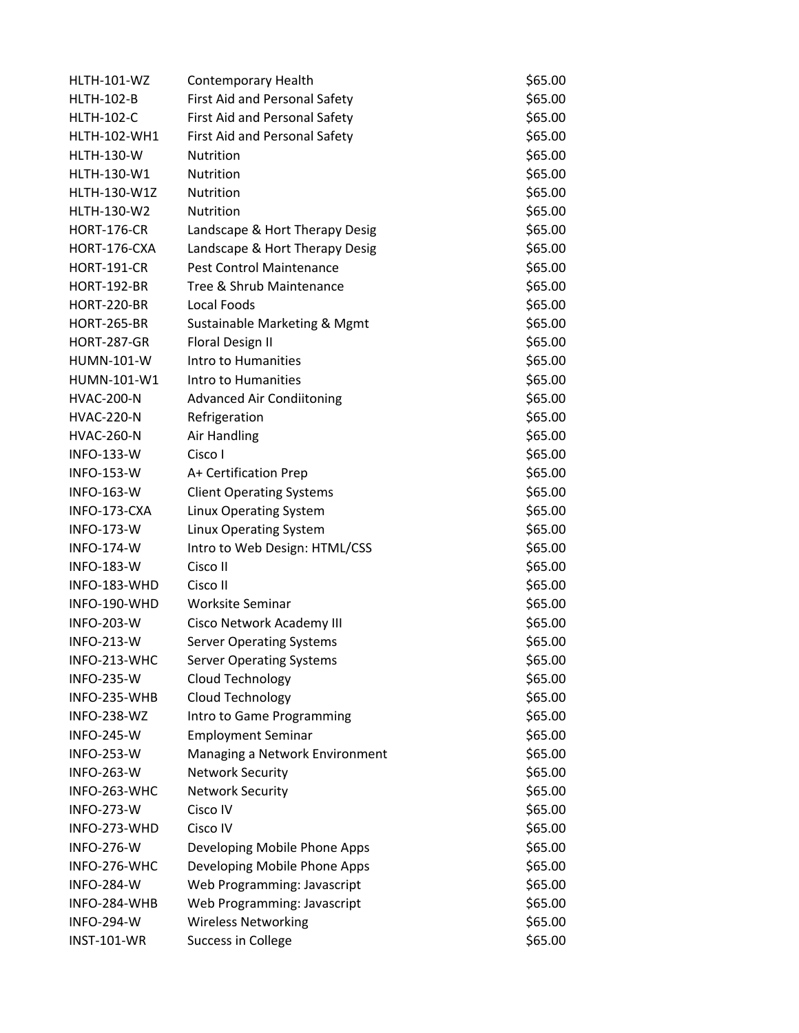| | | |
|---|---|---|
| HLTH-101-WZ | Contemporary Health | $65.00 |
| HLTH-102-B | First Aid and Personal Safety | $65.00 |
| HLTH-102-C | First Aid and Personal Safety | $65.00 |
| HLTH-102-WH1 | First Aid and Personal Safety | $65.00 |
| HLTH-130-W | Nutrition | $65.00 |
| HLTH-130-W1 | Nutrition | $65.00 |
| HLTH-130-W1Z | Nutrition | $65.00 |
| HLTH-130-W2 | Nutrition | $65.00 |
| HORT-176-CR | Landscape & Hort Therapy Desig | $65.00 |
| HORT-176-CXA | Landscape & Hort Therapy Desig | $65.00 |
| HORT-191-CR | Pest Control Maintenance | $65.00 |
| HORT-192-BR | Tree & Shrub Maintenance | $65.00 |
| HORT-220-BR | Local Foods | $65.00 |
| HORT-265-BR | Sustainable Marketing & Mgmt | $65.00 |
| HORT-287-GR | Floral Design II | $65.00 |
| HUMN-101-W | Intro to Humanities | $65.00 |
| HUMN-101-W1 | Intro to Humanities | $65.00 |
| HVAC-200-N | Advanced Air Condiitoning | $65.00 |
| HVAC-220-N | Refrigeration | $65.00 |
| HVAC-260-N | Air Handling | $65.00 |
| INFO-133-W | Cisco I | $65.00 |
| INFO-153-W | A+ Certification Prep | $65.00 |
| INFO-163-W | Client Operating Systems | $65.00 |
| INFO-173-CXA | Linux Operating System | $65.00 |
| INFO-173-W | Linux Operating System | $65.00 |
| INFO-174-W | Intro to Web Design: HTML/CSS | $65.00 |
| INFO-183-W | Cisco II | $65.00 |
| INFO-183-WHD | Cisco II | $65.00 |
| INFO-190-WHD | Worksite Seminar | $65.00 |
| INFO-203-W | Cisco Network Academy III | $65.00 |
| INFO-213-W | Server Operating Systems | $65.00 |
| INFO-213-WHC | Server Operating Systems | $65.00 |
| INFO-235-W | Cloud Technology | $65.00 |
| INFO-235-WHB | Cloud Technology | $65.00 |
| INFO-238-WZ | Intro to Game Programming | $65.00 |
| INFO-245-W | Employment Seminar | $65.00 |
| INFO-253-W | Managing a Network Environment | $65.00 |
| INFO-263-W | Network Security | $65.00 |
| INFO-263-WHC | Network Security | $65.00 |
| INFO-273-W | Cisco IV | $65.00 |
| INFO-273-WHD | Cisco IV | $65.00 |
| INFO-276-W | Developing Mobile Phone Apps | $65.00 |
| INFO-276-WHC | Developing Mobile Phone Apps | $65.00 |
| INFO-284-W | Web Programming: Javascript | $65.00 |
| INFO-284-WHB | Web Programming: Javascript | $65.00 |
| INFO-294-W | Wireless Networking | $65.00 |
| INST-101-WR | Success in College | $65.00 |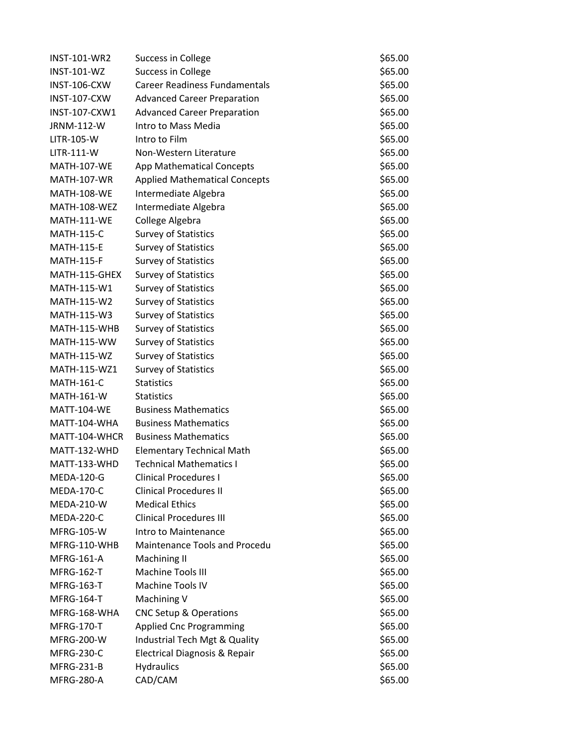| | | |
|---|---|---|
| INST-101-WR2 | Success in College | $65.00 |
| INST-101-WZ | Success in College | $65.00 |
| INST-106-CXW | Career Readiness Fundamentals | $65.00 |
| INST-107-CXW | Advanced Career Preparation | $65.00 |
| INST-107-CXW1 | Advanced Career Preparation | $65.00 |
| JRNM-112-W | Intro to Mass Media | $65.00 |
| LITR-105-W | Intro to Film | $65.00 |
| LITR-111-W | Non-Western Literature | $65.00 |
| MATH-107-WE | App Mathematical Concepts | $65.00 |
| MATH-107-WR | Applied Mathematical Concepts | $65.00 |
| MATH-108-WE | Intermediate Algebra | $65.00 |
| MATH-108-WEZ | Intermediate Algebra | $65.00 |
| MATH-111-WE | College Algebra | $65.00 |
| MATH-115-C | Survey of Statistics | $65.00 |
| MATH-115-E | Survey of Statistics | $65.00 |
| MATH-115-F | Survey of Statistics | $65.00 |
| MATH-115-GHEX | Survey of Statistics | $65.00 |
| MATH-115-W1 | Survey of Statistics | $65.00 |
| MATH-115-W2 | Survey of Statistics | $65.00 |
| MATH-115-W3 | Survey of Statistics | $65.00 |
| MATH-115-WHB | Survey of Statistics | $65.00 |
| MATH-115-WW | Survey of Statistics | $65.00 |
| MATH-115-WZ | Survey of Statistics | $65.00 |
| MATH-115-WZ1 | Survey of Statistics | $65.00 |
| MATH-161-C | Statistics | $65.00 |
| MATH-161-W | Statistics | $65.00 |
| MATT-104-WE | Business Mathematics | $65.00 |
| MATT-104-WHA | Business Mathematics | $65.00 |
| MATT-104-WHCR | Business Mathematics | $65.00 |
| MATT-132-WHD | Elementary Technical Math | $65.00 |
| MATT-133-WHD | Technical Mathematics I | $65.00 |
| MEDA-120-G | Clinical Procedures I | $65.00 |
| MEDA-170-C | Clinical Procedures II | $65.00 |
| MEDA-210-W | Medical Ethics | $65.00 |
| MEDA-220-C | Clinical Procedures III | $65.00 |
| MFRG-105-W | Intro to Maintenance | $65.00 |
| MFRG-110-WHB | Maintenance Tools and Procedu | $65.00 |
| MFRG-161-A | Machining II | $65.00 |
| MFRG-162-T | Machine Tools III | $65.00 |
| MFRG-163-T | Machine Tools IV | $65.00 |
| MFRG-164-T | Machining V | $65.00 |
| MFRG-168-WHA | CNC Setup & Operations | $65.00 |
| MFRG-170-T | Applied Cnc Programming | $65.00 |
| MFRG-200-W | Industrial Tech Mgt & Quality | $65.00 |
| MFRG-230-C | Electrical Diagnosis & Repair | $65.00 |
| MFRG-231-B | Hydraulics | $65.00 |
| MFRG-280-A | CAD/CAM | $65.00 |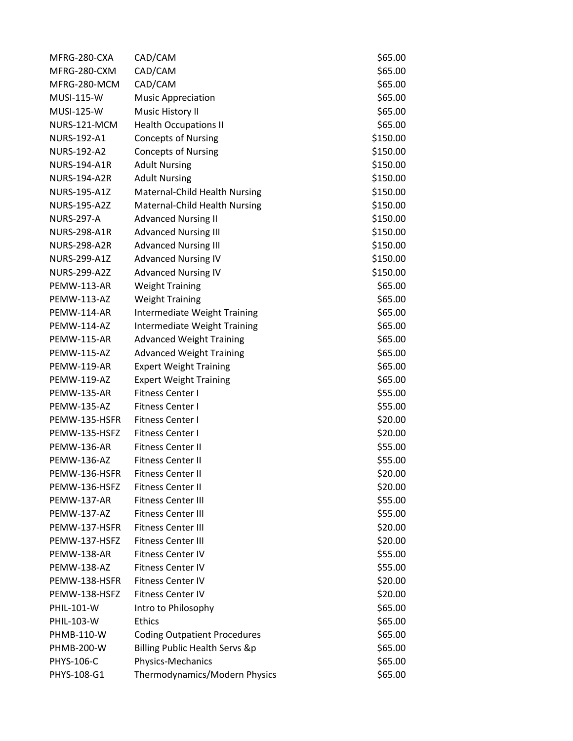| | | |
|---|---|---|
| MFRG-280-CXA | CAD/CAM | $65.00 |
| MFRG-280-CXM | CAD/CAM | $65.00 |
| MFRG-280-MCM | CAD/CAM | $65.00 |
| MUSI-115-W | Music Appreciation | $65.00 |
| MUSI-125-W | Music History II | $65.00 |
| NURS-121-MCM | Health Occupations II | $65.00 |
| NURS-192-A1 | Concepts of Nursing | $150.00 |
| NURS-192-A2 | Concepts of Nursing | $150.00 |
| NURS-194-A1R | Adult Nursing | $150.00 |
| NURS-194-A2R | Adult Nursing | $150.00 |
| NURS-195-A1Z | Maternal-Child Health Nursing | $150.00 |
| NURS-195-A2Z | Maternal-Child Health Nursing | $150.00 |
| NURS-297-A | Advanced Nursing II | $150.00 |
| NURS-298-A1R | Advanced Nursing III | $150.00 |
| NURS-298-A2R | Advanced Nursing III | $150.00 |
| NURS-299-A1Z | Advanced Nursing IV | $150.00 |
| NURS-299-A2Z | Advanced Nursing IV | $150.00 |
| PEMW-113-AR | Weight Training | $65.00 |
| PEMW-113-AZ | Weight Training | $65.00 |
| PEMW-114-AR | Intermediate Weight Training | $65.00 |
| PEMW-114-AZ | Intermediate Weight Training | $65.00 |
| PEMW-115-AR | Advanced Weight Training | $65.00 |
| PEMW-115-AZ | Advanced Weight Training | $65.00 |
| PEMW-119-AR | Expert Weight Training | $65.00 |
| PEMW-119-AZ | Expert Weight Training | $65.00 |
| PEMW-135-AR | Fitness Center I | $55.00 |
| PEMW-135-AZ | Fitness Center I | $55.00 |
| PEMW-135-HSFR | Fitness Center I | $20.00 |
| PEMW-135-HSFZ | Fitness Center I | $20.00 |
| PEMW-136-AR | Fitness Center II | $55.00 |
| PEMW-136-AZ | Fitness Center II | $55.00 |
| PEMW-136-HSFR | Fitness Center II | $20.00 |
| PEMW-136-HSFZ | Fitness Center II | $20.00 |
| PEMW-137-AR | Fitness Center III | $55.00 |
| PEMW-137-AZ | Fitness Center III | $55.00 |
| PEMW-137-HSFR | Fitness Center III | $20.00 |
| PEMW-137-HSFZ | Fitness Center III | $20.00 |
| PEMW-138-AR | Fitness Center IV | $55.00 |
| PEMW-138-AZ | Fitness Center IV | $55.00 |
| PEMW-138-HSFR | Fitness Center IV | $20.00 |
| PEMW-138-HSFZ | Fitness Center IV | $20.00 |
| PHIL-101-W | Intro to Philosophy | $65.00 |
| PHIL-103-W | Ethics | $65.00 |
| PHMB-110-W | Coding Outpatient Procedures | $65.00 |
| PHMB-200-W | Billing Public Health Servs &p | $65.00 |
| PHYS-106-C | Physics-Mechanics | $65.00 |
| PHYS-108-G1 | Thermodynamics/Modern Physics | $65.00 |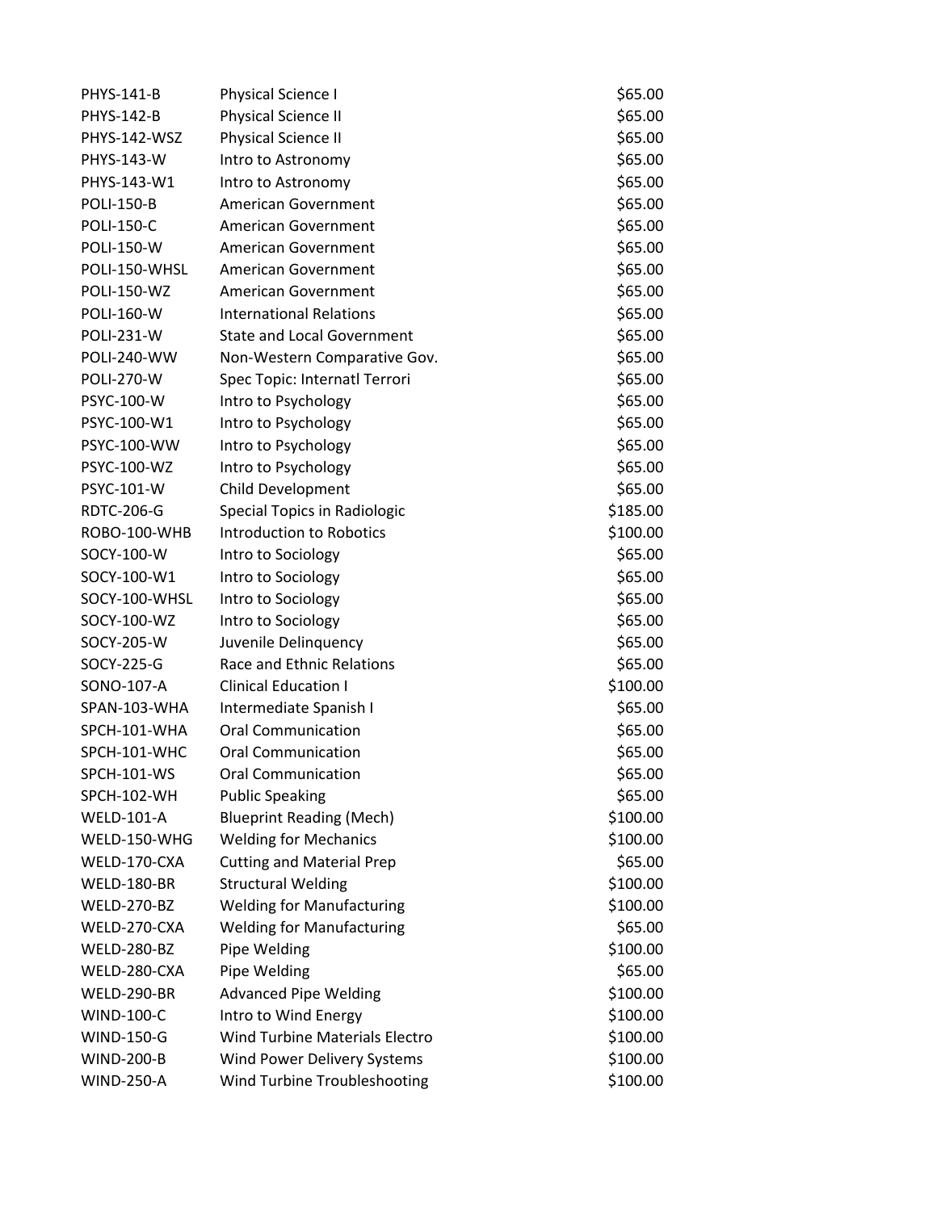| | | |
|---|---|---|
| PHYS-141-B | Physical Science I | $65.00 |
| PHYS-142-B | Physical Science II | $65.00 |
| PHYS-142-WSZ | Physical Science II | $65.00 |
| PHYS-143-W | Intro to Astronomy | $65.00 |
| PHYS-143-W1 | Intro to Astronomy | $65.00 |
| POLI-150-B | American Government | $65.00 |
| POLI-150-C | American Government | $65.00 |
| POLI-150-W | American Government | $65.00 |
| POLI-150-WHSL | American Government | $65.00 |
| POLI-150-WZ | American Government | $65.00 |
| POLI-160-W | International Relations | $65.00 |
| POLI-231-W | State and Local Government | $65.00 |
| POLI-240-WW | Non-Western Comparative Gov. | $65.00 |
| POLI-270-W | Spec Topic: Internatl Terrori | $65.00 |
| PSYC-100-W | Intro to Psychology | $65.00 |
| PSYC-100-W1 | Intro to Psychology | $65.00 |
| PSYC-100-WW | Intro to Psychology | $65.00 |
| PSYC-100-WZ | Intro to Psychology | $65.00 |
| PSYC-101-W | Child Development | $65.00 |
| RDTC-206-G | Special Topics in Radiologic | $185.00 |
| ROBO-100-WHB | Introduction to Robotics | $100.00 |
| SOCY-100-W | Intro to Sociology | $65.00 |
| SOCY-100-W1 | Intro to Sociology | $65.00 |
| SOCY-100-WHSL | Intro to Sociology | $65.00 |
| SOCY-100-WZ | Intro to Sociology | $65.00 |
| SOCY-205-W | Juvenile Delinquency | $65.00 |
| SOCY-225-G | Race and Ethnic Relations | $65.00 |
| SONO-107-A | Clinical Education I | $100.00 |
| SPAN-103-WHA | Intermediate Spanish I | $65.00 |
| SPCH-101-WHA | Oral Communication | $65.00 |
| SPCH-101-WHC | Oral Communication | $65.00 |
| SPCH-101-WS | Oral Communication | $65.00 |
| SPCH-102-WH | Public Speaking | $65.00 |
| WELD-101-A | Blueprint Reading (Mech) | $100.00 |
| WELD-150-WHG | Welding for Mechanics | $100.00 |
| WELD-170-CXA | Cutting and Material Prep | $65.00 |
| WELD-180-BR | Structural Welding | $100.00 |
| WELD-270-BZ | Welding for Manufacturing | $100.00 |
| WELD-270-CXA | Welding for Manufacturing | $65.00 |
| WELD-280-BZ | Pipe Welding | $100.00 |
| WELD-280-CXA | Pipe Welding | $65.00 |
| WELD-290-BR | Advanced Pipe Welding | $100.00 |
| WIND-100-C | Intro to Wind Energy | $100.00 |
| WIND-150-G | Wind Turbine Materials Electro | $100.00 |
| WIND-200-B | Wind Power Delivery Systems | $100.00 |
| WIND-250-A | Wind Turbine Troubleshooting | $100.00 |